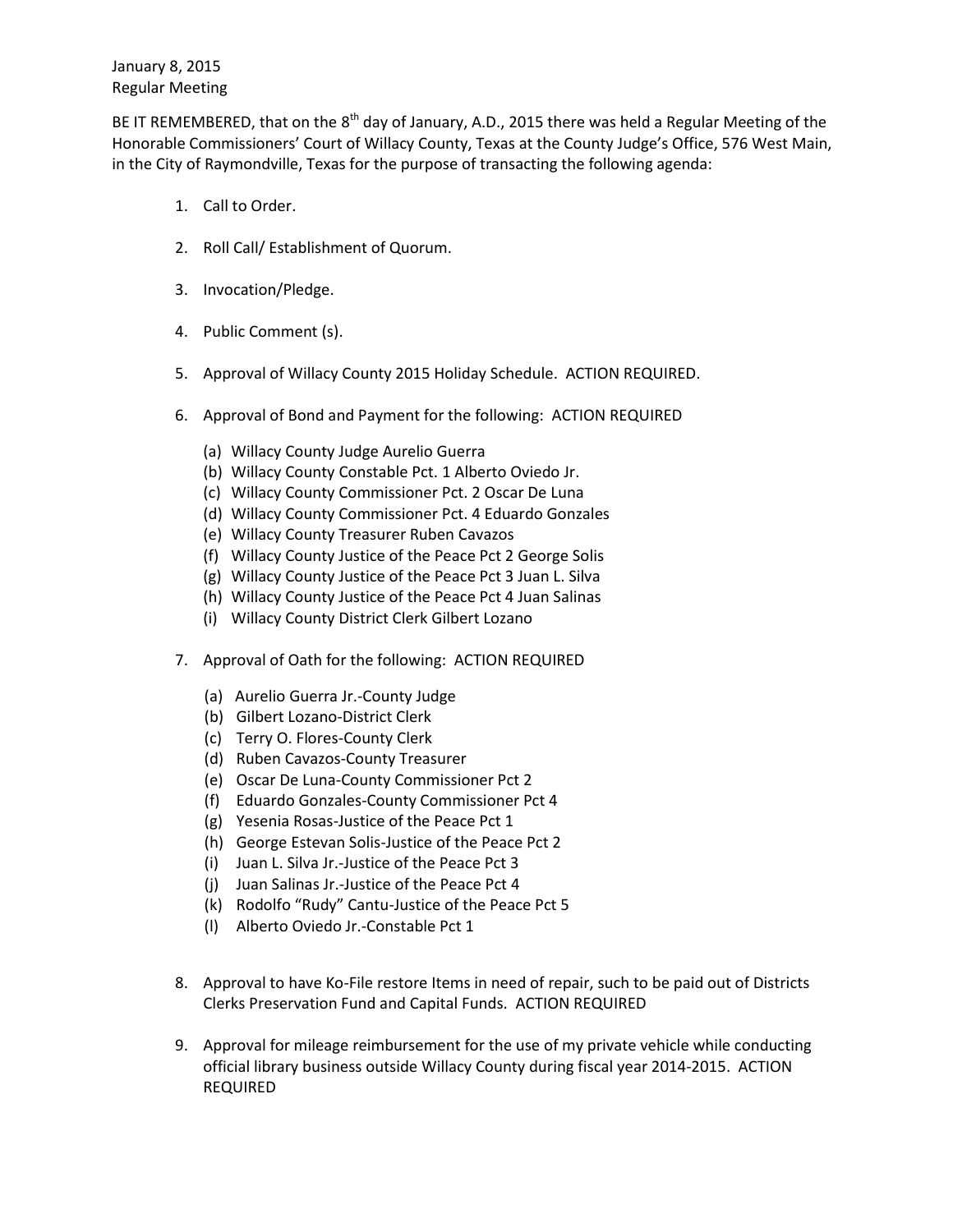January 8, 2015
Regular Meeting

BE IT REMEMBERED, that on the 8th day of January, A.D., 2015 there was held a Regular Meeting of the Honorable Commissioners' Court of Willacy County, Texas at the County Judge's Office, 576 West Main, in the City of Raymondville, Texas for the purpose of transacting the following agenda:

1. Call to Order.

2. Roll Call/ Establishment of Quorum.

3. Invocation/Pledge.

4. Public Comment (s).

5. Approval of Willacy County 2015 Holiday Schedule. ACTION REQUIRED.

6. Approval of Bond and Payment for the following: ACTION REQUIRED

   (a) Willacy County Judge Aurelio Guerra
   (b) Willacy County Constable Pct. 1 Alberto Oviedo Jr.
   (c) Willacy County Commissioner Pct. 2 Oscar De Luna
   (d) Willacy County Commissioner Pct. 4 Eduardo Gonzales
   (e) Willacy County Treasurer Ruben Cavazos
   (f) Willacy County Justice of the Peace Pct 2 George Solis
   (g) Willacy County Justice of the Peace Pct 3 Juan L. Silva
   (h) Willacy County Justice of the Peace Pct 4 Juan Salinas
   (i) Willacy County District Clerk Gilbert Lozano

7. Approval of Oath for the following: ACTION REQUIRED

   (a) Aurelio Guerra Jr.-County Judge
   (b) Gilbert Lozano-District Clerk
   (c) Terry O. Flores-County Clerk
   (d) Ruben Cavazos-County Treasurer
   (e) Oscar De Luna-County Commissioner Pct 2
   (f) Eduardo Gonzales-County Commissioner Pct 4
   (g) Yesenia Rosas-Justice of the Peace Pct 1
   (h) George Estevan Solis-Justice of the Peace Pct 2
   (i) Juan L. Silva Jr.-Justice of the Peace Pct 3
   (j) Juan Salinas Jr.-Justice of the Peace Pct 4
   (k) Rodolfo "Rudy" Cantu-Justice of the Peace Pct 5
   (l) Alberto Oviedo Jr.-Constable Pct 1

8. Approval to have Ko-File restore Items in need of repair, such to be paid out of Districts Clerks Preservation Fund and Capital Funds. ACTION REQUIRED

9. Approval for mileage reimbursement for the use of my private vehicle while conducting official library business outside Willacy County during fiscal year 2014-2015. ACTION REQUIRED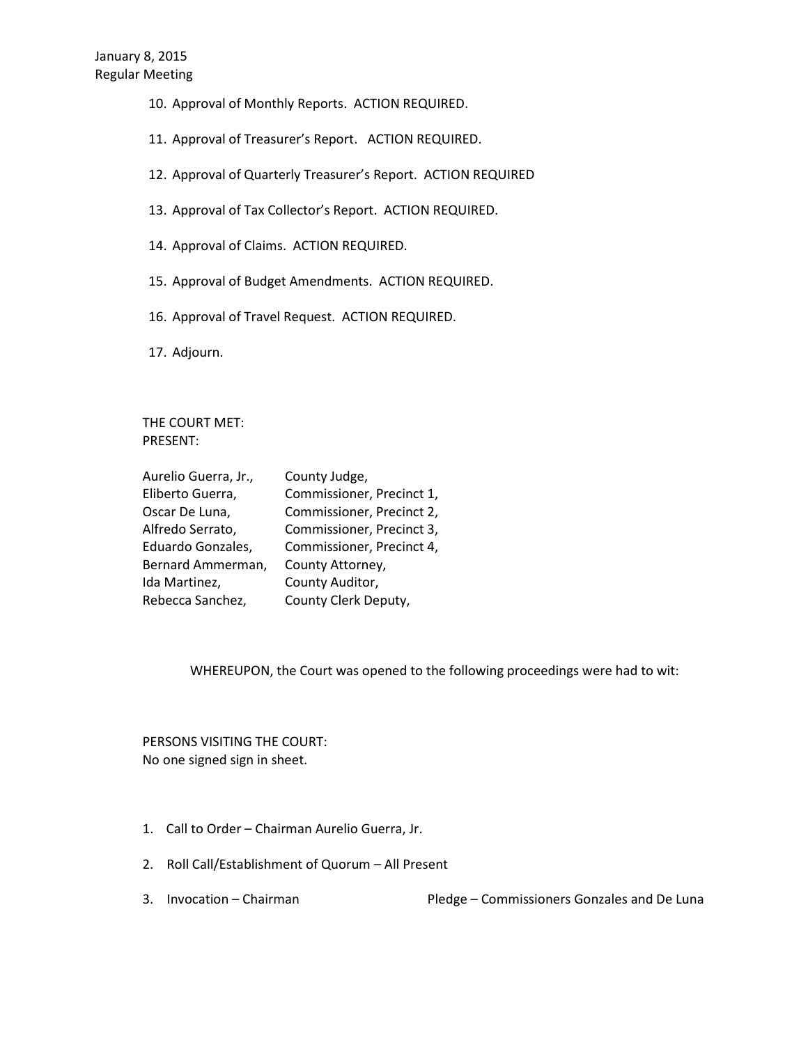10. Approval of Monthly Reports. ACTION REQUIRED.

11. Approval of Treasurer's Report. ACTION REQUIRED.

12. Approval of Quarterly Treasurer's Report. ACTION REQUIRED

13. Approval of Tax Collector's Report. ACTION REQUIRED.

14. Approval of Claims. ACTION REQUIRED.

15. Approval of Budget Amendments. ACTION REQUIRED.

16. Approval of Travel Request. ACTION REQUIRED.

17. Adjourn.

THE COURT MET:
PRESENT:

| | |
|---|---|
| Aurelio Guerra, Jr., | County Judge, |
| Eliberto Guerra, | Commissioner, Precinct 1, |
| Oscar De Luna, | Commissioner, Precinct 2, |
| Alfredo Serrato, | Commissioner, Precinct 3, |
| Eduardo Gonzales, | Commissioner, Precinct 4, |
| Bernard Ammerman, | County Attorney, |
| Ida Martinez, | County Auditor, |
| Rebecca Sanchez, | County Clerk Deputy, |

WHEREUPON, the Court was opened to the following proceedings were had to wit:

PERSONS VISITING THE COURT:
No one signed sign in sheet.

1. Call to Order – Chairman Aurelio Guerra, Jr.

2. Roll Call/Establishment of Quorum – All Present

3. Invocation – Chairman Pledge – Commissioners Gonzales and De Luna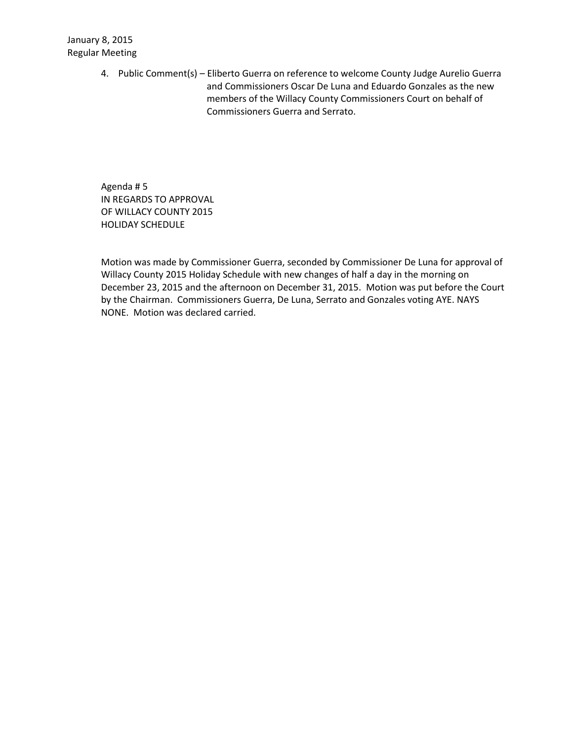January 8, 2015
Regular Meeting

4. Public Comment(s) – Eliberto Guerra on reference to welcome County Judge Aurelio Guerra and Commissioners Oscar De Luna and Eduardo Gonzales as the new members of the Willacy County Commissioners Court on behalf of Commissioners Guerra and Serrato.

Agenda # 5
IN REGARDS TO APPROVAL
OF WILLACY COUNTY 2015
HOLIDAY SCHEDULE

Motion was made by Commissioner Guerra, seconded by Commissioner De Luna for approval of Willacy County 2015 Holiday Schedule with new changes of half a day in the morning on December 23, 2015 and the afternoon on December 31, 2015. Motion was put before the Court by the Chairman. Commissioners Guerra, De Luna, Serrato and Gonzales voting AYE. NAYS NONE. Motion was declared carried.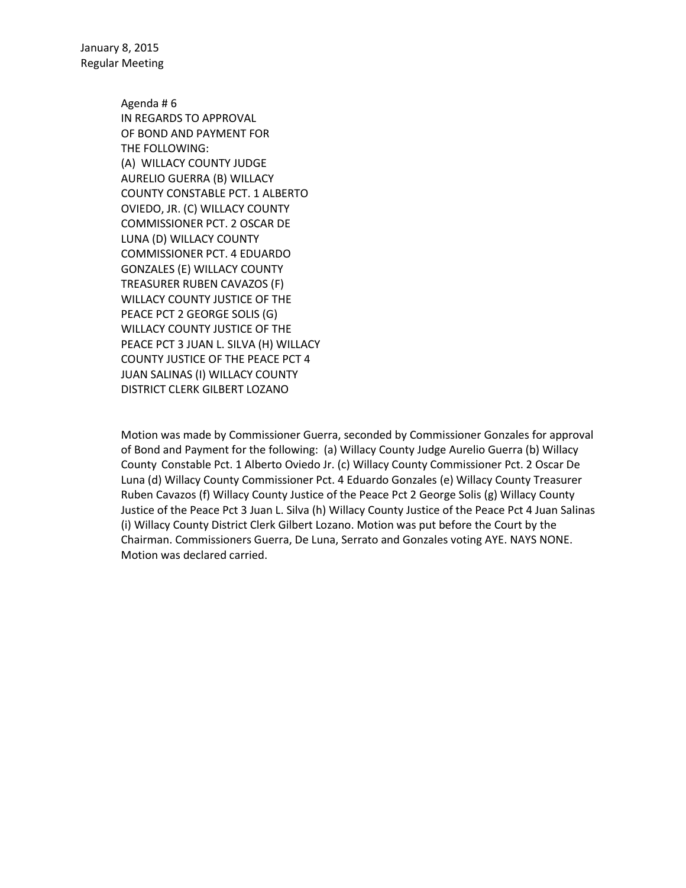January 8, 2015
Regular Meeting

Agenda # 6
IN REGARDS TO APPROVAL
OF BOND AND PAYMENT FOR
THE FOLLOWING:
(A) WILLACY COUNTY JUDGE
AURELIO GUERRA (B) WILLACY
COUNTY CONSTABLE PCT. 1 ALBERTO
OVIEDO, JR. (C) WILLACY COUNTY
COMMISSIONER PCT. 2 OSCAR DE
LUNA (D) WILLACY COUNTY
COMMISSIONER PCT. 4 EDUARDO
GONZALES (E) WILLACY COUNTY
TREASURER RUBEN CAVAZOS (F)
WILLACY COUNTY JUSTICE OF THE
PEACE PCT 2 GEORGE SOLIS (G)
WILLACY COUNTY JUSTICE OF THE
PEACE PCT 3 JUAN L. SILVA (H) WILLACY
COUNTY JUSTICE OF THE PEACE PCT 4
JUAN SALINAS (I) WILLACY COUNTY
DISTRICT CLERK GILBERT LOZANO

Motion was made by Commissioner Guerra, seconded by Commissioner Gonzales for approval of Bond and Payment for the following: (a) Willacy County Judge Aurelio Guerra (b) Willacy County Constable Pct. 1 Alberto Oviedo Jr. (c) Willacy County Commissioner Pct. 2 Oscar De Luna (d) Willacy County Commissioner Pct. 4 Eduardo Gonzales (e) Willacy County Treasurer Ruben Cavazos (f) Willacy County Justice of the Peace Pct 2 George Solis (g) Willacy County Justice of the Peace Pct 3 Juan L. Silva (h) Willacy County Justice of the Peace Pct 4 Juan Salinas (i) Willacy County District Clerk Gilbert Lozano. Motion was put before the Court by the Chairman. Commissioners Guerra, De Luna, Serrato and Gonzales voting AYE. NAYS NONE. Motion was declared carried.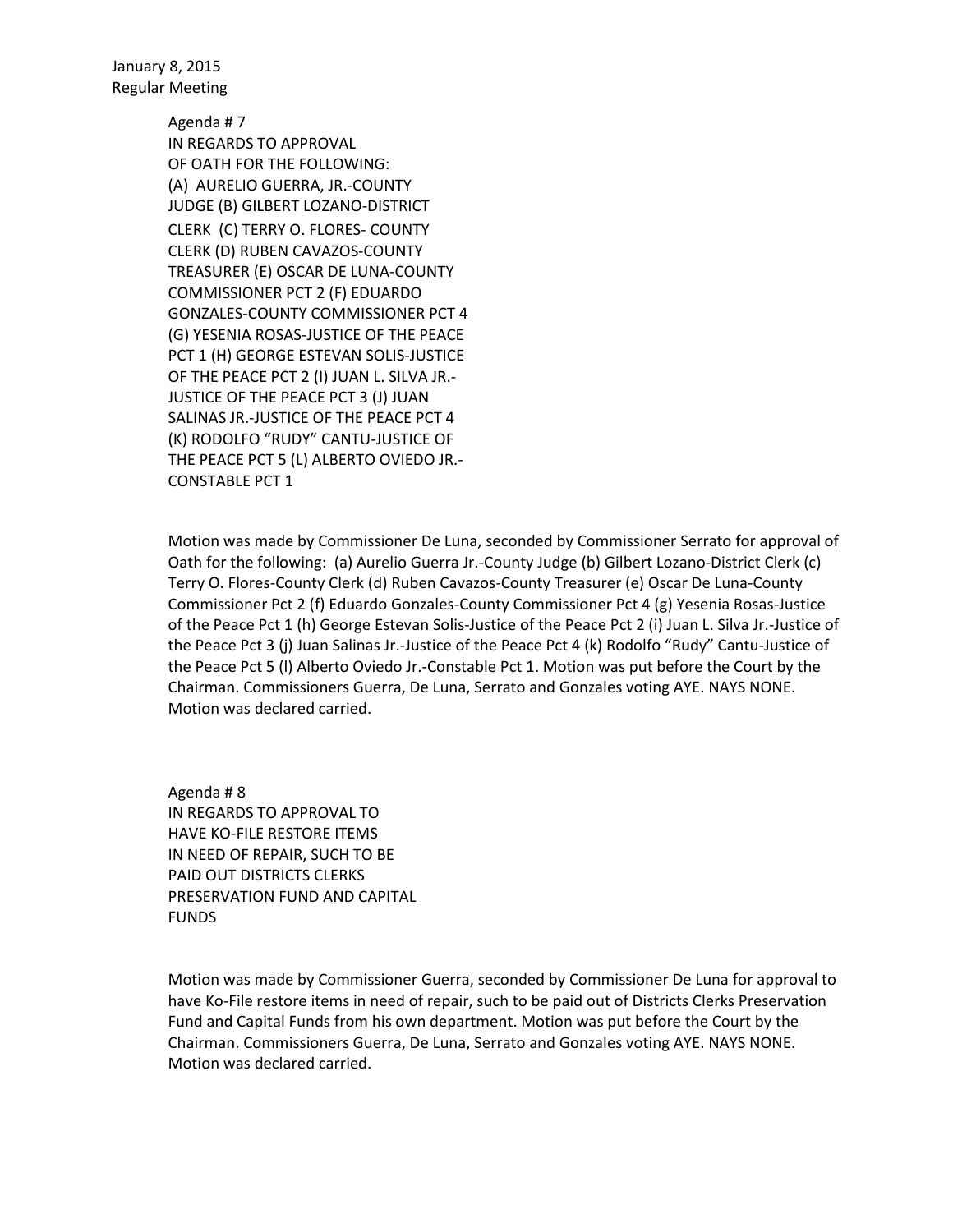January 8, 2015
Regular Meeting

Agenda # 7
IN REGARDS TO APPROVAL
OF OATH FOR THE FOLLOWING:
(A) AURELIO GUERRA, JR.-COUNTY
JUDGE (B) GILBERT LOZANO-DISTRICT
CLERK (C) TERRY O. FLORES- COUNTY
CLERK (D) RUBEN CAVAZOS-COUNTY
TREASURER (E) OSCAR DE LUNA-COUNTY
COMMISSIONER PCT 2 (F) EDUARDO
GONZALES-COUNTY COMMISSIONER PCT 4
(G) YESENIA ROSAS-JUSTICE OF THE PEACE
PCT 1 (H) GEORGE ESTEVAN SOLIS-JUSTICE
OF THE PEACE PCT 2 (I) JUAN L. SILVA JR.-
JUSTICE OF THE PEACE PCT 3 (J) JUAN
SALINAS JR.-JUSTICE OF THE PEACE PCT 4
(K) RODOLFO "RUDY" CANTU-JUSTICE OF
THE PEACE PCT 5 (L) ALBERTO OVIEDO JR.-
CONSTABLE PCT 1

Motion was made by Commissioner De Luna, seconded by Commissioner Serrato for approval of Oath for the following: (a) Aurelio Guerra Jr.-County Judge (b) Gilbert Lozano-District Clerk (c) Terry O. Flores-County Clerk (d) Ruben Cavazos-County Treasurer (e) Oscar De Luna-County Commissioner Pct 2 (f) Eduardo Gonzales-County Commissioner Pct 4 (g) Yesenia Rosas-Justice of the Peace Pct 1 (h) George Estevan Solis-Justice of the Peace Pct 2 (i) Juan L. Silva Jr.-Justice of the Peace Pct 3 (j) Juan Salinas Jr.-Justice of the Peace Pct 4 (k) Rodolfo "Rudy" Cantu-Justice of the Peace Pct 5 (l) Alberto Oviedo Jr.-Constable Pct 1. Motion was put before the Court by the Chairman. Commissioners Guerra, De Luna, Serrato and Gonzales voting AYE. NAYS NONE. Motion was declared carried.

Agenda # 8
IN REGARDS TO APPROVAL TO
HAVE KO-FILE RESTORE ITEMS
IN NEED OF REPAIR, SUCH TO BE
PAID OUT DISTRICTS CLERKS
PRESERVATION FUND AND CAPITAL
FUNDS

Motion was made by Commissioner Guerra, seconded by Commissioner De Luna for approval to have Ko-File restore items in need of repair, such to be paid out of Districts Clerks Preservation Fund and Capital Funds from his own department. Motion was put before the Court by the Chairman. Commissioners Guerra, De Luna, Serrato and Gonzales voting AYE. NAYS NONE. Motion was declared carried.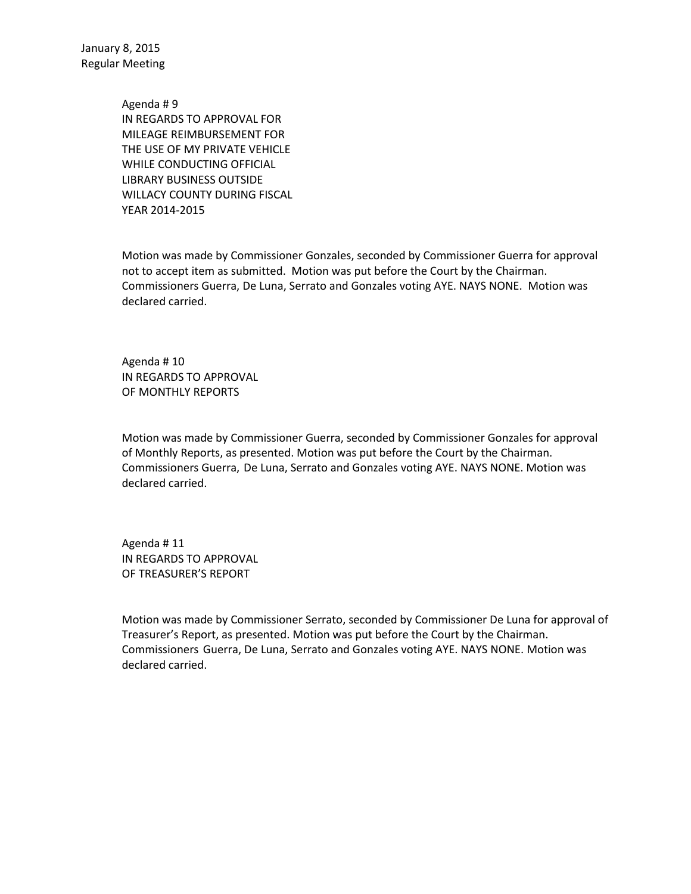Agenda # 9
IN REGARDS TO APPROVAL FOR
MILEAGE REIMBURSEMENT FOR
THE USE OF MY PRIVATE VEHICLE
WHILE CONDUCTING OFFICIAL
LIBRARY BUSINESS OUTSIDE
WILLACY COUNTY DURING FISCAL
YEAR 2014-2015

Motion was made by Commissioner Gonzales, seconded by Commissioner Guerra for approval not to accept item as submitted. Motion was put before the Court by the Chairman. Commissioners Guerra, De Luna, Serrato and Gonzales voting AYE. NAYS NONE. Motion was declared carried.

Agenda # 10
IN REGARDS TO APPROVAL
OF MONTHLY REPORTS

Motion was made by Commissioner Guerra, seconded by Commissioner Gonzales for approval of Monthly Reports, as presented. Motion was put before the Court by the Chairman. Commissioners Guerra, De Luna, Serrato and Gonzales voting AYE. NAYS NONE. Motion was declared carried.

Agenda # 11
IN REGARDS TO APPROVAL
OF TREASURER'S REPORT

Motion was made by Commissioner Serrato, seconded by Commissioner De Luna for approval of Treasurer's Report, as presented. Motion was put before the Court by the Chairman. Commissioners Guerra, De Luna, Serrato and Gonzales voting AYE. NAYS NONE. Motion was declared carried.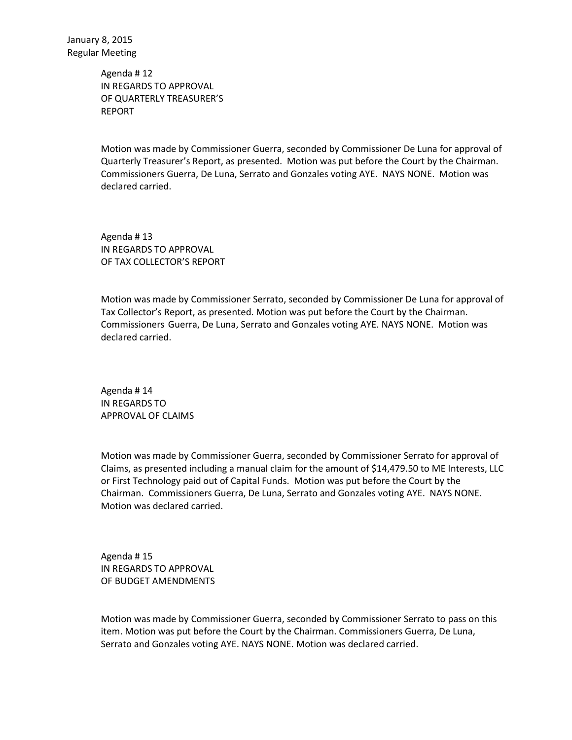January 8, 2015
Regular Meeting

Agenda # 12
IN REGARDS TO APPROVAL
OF QUARTERLY TREASURER'S
REPORT

Motion was made by Commissioner Guerra, seconded by Commissioner De Luna for approval of Quarterly Treasurer's Report, as presented. Motion was put before the Court by the Chairman. Commissioners Guerra, De Luna, Serrato and Gonzales voting AYE. NAYS NONE. Motion was declared carried.

Agenda # 13
IN REGARDS TO APPROVAL
OF TAX COLLECTOR'S REPORT

Motion was made by Commissioner Serrato, seconded by Commissioner De Luna for approval of Tax Collector's Report, as presented. Motion was put before the Court by the Chairman. Commissioners Guerra, De Luna, Serrato and Gonzales voting AYE. NAYS NONE. Motion was declared carried.

Agenda # 14
IN REGARDS TO
APPROVAL OF CLAIMS

Motion was made by Commissioner Guerra, seconded by Commissioner Serrato for approval of Claims, as presented including a manual claim for the amount of $14,479.50 to ME Interests, LLC or First Technology paid out of Capital Funds. Motion was put before the Court by the Chairman. Commissioners Guerra, De Luna, Serrato and Gonzales voting AYE. NAYS NONE. Motion was declared carried.

Agenda # 15
IN REGARDS TO APPROVAL
OF BUDGET AMENDMENTS

Motion was made by Commissioner Guerra, seconded by Commissioner Serrato to pass on this item. Motion was put before the Court by the Chairman. Commissioners Guerra, De Luna, Serrato and Gonzales voting AYE. NAYS NONE. Motion was declared carried.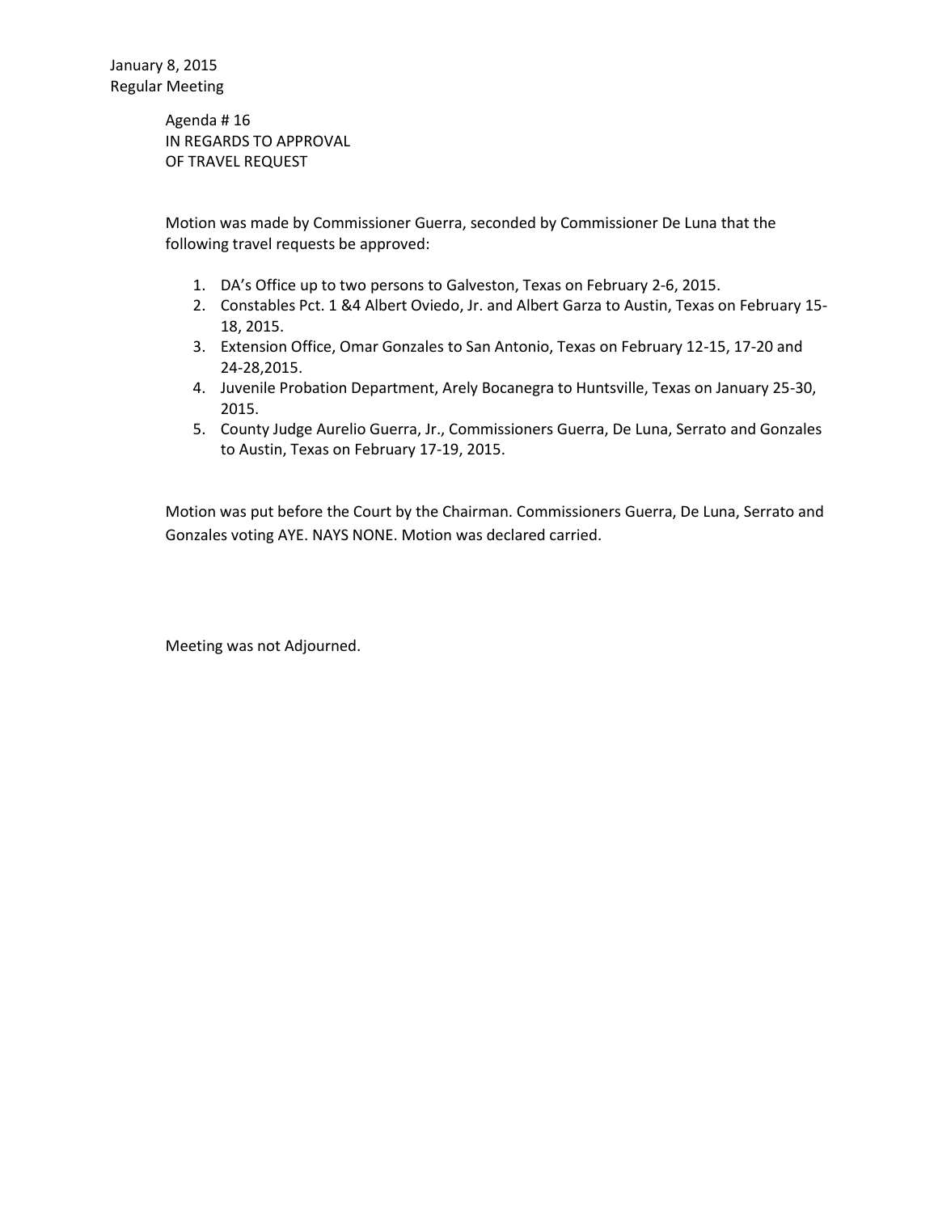January 8, 2015
Regular Meeting

Agenda # 16
IN REGARDS TO APPROVAL
OF TRAVEL REQUEST

Motion was made by Commissioner Guerra, seconded by Commissioner De Luna that the following travel requests be approved:

1. DA's Office up to two persons to Galveston, Texas on February 2-6, 2015.
2. Constables Pct. 1 &4 Albert Oviedo, Jr. and Albert Garza to Austin, Texas on February 15-18, 2015.
3. Extension Office, Omar Gonzales to San Antonio, Texas on February 12-15, 17-20 and 24-28,2015.
4. Juvenile Probation Department, Arely Bocanegra to Huntsville, Texas on January 25-30, 2015.
5. County Judge Aurelio Guerra, Jr., Commissioners Guerra, De Luna, Serrato and Gonzales to Austin, Texas on February 17-19, 2015.

Motion was put before the Court by the Chairman. Commissioners Guerra, De Luna, Serrato and Gonzales voting AYE. NAYS NONE. Motion was declared carried.

Meeting was not Adjourned.